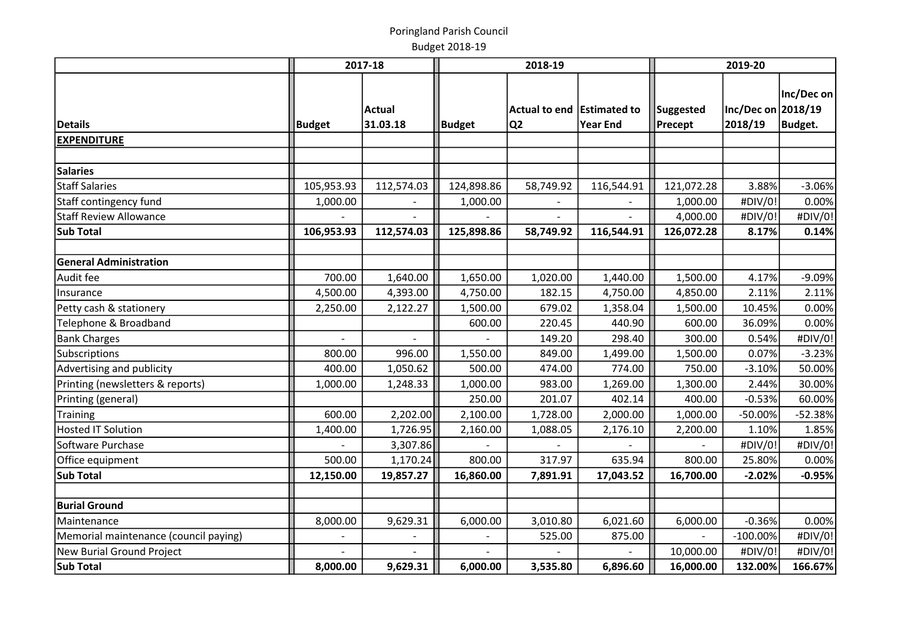Poringland Parish Council

Budget 2018-19

| | 2017-18 | | 2018-19 | | | 2019-20 | | |
|---|---|---|---|---|---|---|---|---|
| Details | Budget | Actual 31.03.18 | Budget | Actual to end Q2 | Estimated to Year End | Suggested Precept | Inc/Dec on 2018/19 | Inc/Dec on 2018/19 Budget. |
| **EXPENDITURE** | | | | | | | | |
| | | | | | | | | |
| **Salaries** | | | | | | | | |
| Staff Salaries | 105,953.93 | 112,574.03 | 124,898.86 | 58,749.92 | 116,544.91 | 121,072.28 | 3.88% | -3.06% |
| Staff contingency fund | 1,000.00 | - | 1,000.00 | - | - | 1,000.00 | #DIV/0! | 0.00% |
| Staff Review Allowance | - | - | - | - | - | 4,000.00 | #DIV/0! | #DIV/0! |
| **Sub Total** | **106,953.93** | **112,574.03** | **125,898.86** | **58,749.92** | **116,544.91** | **126,072.28** | **8.17%** | **0.14%** |
| | | | | | | | | |
| **General Administration** | | | | | | | | |
| Audit fee | 700.00 | 1,640.00 | 1,650.00 | 1,020.00 | 1,440.00 | 1,500.00 | 4.17% | -9.09% |
| Insurance | 4,500.00 | 4,393.00 | 4,750.00 | 182.15 | 4,750.00 | 4,850.00 | 2.11% | 2.11% |
| Petty cash & stationery | 2,250.00 | 2,122.27 | 1,500.00 | 679.02 | 1,358.04 | 1,500.00 | 10.45% | 0.00% |
| Telephone & Broadband | | | 600.00 | 220.45 | 440.90 | 600.00 | 36.09% | 0.00% |
| Bank Charges | - | - | - | 149.20 | 298.40 | 300.00 | 0.54% | #DIV/0! |
| Subscriptions | 800.00 | 996.00 | 1,550.00 | 849.00 | 1,499.00 | 1,500.00 | 0.07% | -3.23% |
| Advertising and publicity | 400.00 | 1,050.62 | 500.00 | 474.00 | 774.00 | 750.00 | -3.10% | 50.00% |
| Printing (newsletters & reports) | 1,000.00 | 1,248.33 | 1,000.00 | 983.00 | 1,269.00 | 1,300.00 | 2.44% | 30.00% |
| Printing (general) | | | 250.00 | 201.07 | 402.14 | 400.00 | -0.53% | 60.00% |
| Training | 600.00 | 2,202.00 | 2,100.00 | 1,728.00 | 2,000.00 | 1,000.00 | -50.00% | -52.38% |
| Hosted IT Solution | 1,400.00 | 1,726.95 | 2,160.00 | 1,088.05 | 2,176.10 | 2,200.00 | 1.10% | 1.85% |
| Software Purchase | - | 3,307.86 | - | - | - | - | #DIV/0! | #DIV/0! |
| Office equipment | 500.00 | 1,170.24 | 800.00 | 317.97 | 635.94 | 800.00 | 25.80% | 0.00% |
| **Sub Total** | **12,150.00** | **19,857.27** | **16,860.00** | **7,891.91** | **17,043.52** | **16,700.00** | **-2.02%** | **-0.95%** |
| | | | | | | | | |
| **Burial Ground** | | | | | | | | |
| Maintenance | 8,000.00 | 9,629.31 | 6,000.00 | 3,010.80 | 6,021.60 | 6,000.00 | -0.36% | 0.00% |
| Memorial maintenance (council paying) | - | - | - | 525.00 | 875.00 | - | -100.00% | #DIV/0! |
| New Burial Ground Project | - | - | - | - | - | 10,000.00 | #DIV/0! | #DIV/0! |
| **Sub Total** | **8,000.00** | **9,629.31** | **6,000.00** | **3,535.80** | **6,896.60** | **16,000.00** | **132.00%** | **166.67%** |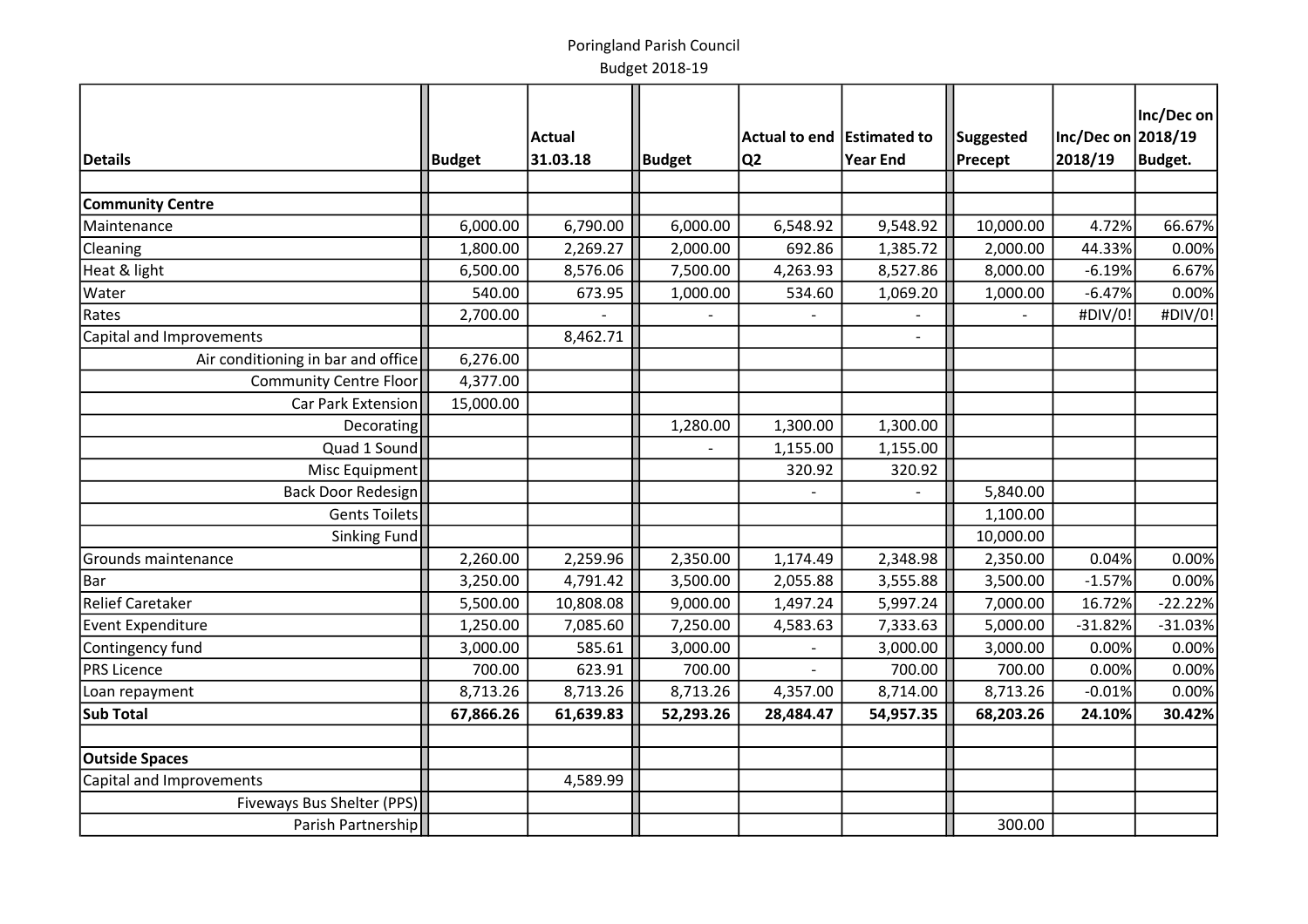Poringland Parish Council
Budget 2018-19

| Details | Budget | Actual 31.03.18 | Budget | Actual to end Q2 | Estimated to Year End | Suggested Precept | Inc/Dec on 2018/19 | Inc/Dec on 2018/19 Budget. |
|---|---|---|---|---|---|---|---|---|
| | | | | | | | | |
| **Community Centre** | | | | | | | | |
| Maintenance | 6,000.00 | 6,790.00 | 6,000.00 | 6,548.92 | 9,548.92 | 10,000.00 | 4.72% | 66.67% |
| Cleaning | 1,800.00 | 2,269.27 | 2,000.00 | 692.86 | 1,385.72 | 2,000.00 | 44.33% | 0.00% |
| Heat & light | 6,500.00 | 8,576.06 | 7,500.00 | 4,263.93 | 8,527.86 | 8,000.00 | -6.19% | 6.67% |
| Water | 540.00 | 673.95 | 1,000.00 | 534.60 | 1,069.20 | 1,000.00 | -6.47% | 0.00% |
| Rates | 2,700.00 | - | - | - | - | - | #DIV/0! | #DIV/0! |
| Capital and Improvements | | 8,462.71 | | | - | | | |
| Air conditioning in bar and office | 6,276.00 | | | | | | | |
| Community Centre Floor | 4,377.00 | | | | | | | |
| Car Park Extension | 15,000.00 | | | | | | | |
| Decorating | | | 1,280.00 | 1,300.00 | 1,300.00 | | | |
| Quad 1 Sound | | | - | 1,155.00 | 1,155.00 | | | |
| Misc Equipment | | | | 320.92 | 320.92 | | | |
| Back Door Redesign | | | | - | - | 5,840.00 | | |
| Gents Toilets | | | | | | 1,100.00 | | |
| Sinking Fund | | | | | | 10,000.00 | | |
| Grounds maintenance | 2,260.00 | 2,259.96 | 2,350.00 | 1,174.49 | 2,348.98 | 2,350.00 | 0.04% | 0.00% |
| Bar | 3,250.00 | 4,791.42 | 3,500.00 | 2,055.88 | 3,555.88 | 3,500.00 | -1.57% | 0.00% |
| Relief Caretaker | 5,500.00 | 10,808.08 | 9,000.00 | 1,497.24 | 5,997.24 | 7,000.00 | 16.72% | -22.22% |
| Event Expenditure | 1,250.00 | 7,085.60 | 7,250.00 | 4,583.63 | 7,333.63 | 5,000.00 | -31.82% | -31.03% |
| Contingency fund | 3,000.00 | 585.61 | 3,000.00 | - | 3,000.00 | 3,000.00 | 0.00% | 0.00% |
| PRS Licence | 700.00 | 623.91 | 700.00 | - | 700.00 | 700.00 | 0.00% | 0.00% |
| Loan repayment | 8,713.26 | 8,713.26 | 8,713.26 | 4,357.00 | 8,714.00 | 8,713.26 | -0.01% | 0.00% |
| **Sub Total** | **67,866.26** | **61,639.83** | **52,293.26** | **28,484.47** | **54,957.35** | **68,203.26** | **24.10%** | **30.42%** |
| | | | | | | | | |
| **Outside Spaces** | | | | | | | | |
| Capital and Improvements | | 4,589.99 | | | | | | |
| Fiveways Bus Shelter (PPS) | | | | | | | | |
| Parish Partnership | | | | | | 300.00 | | |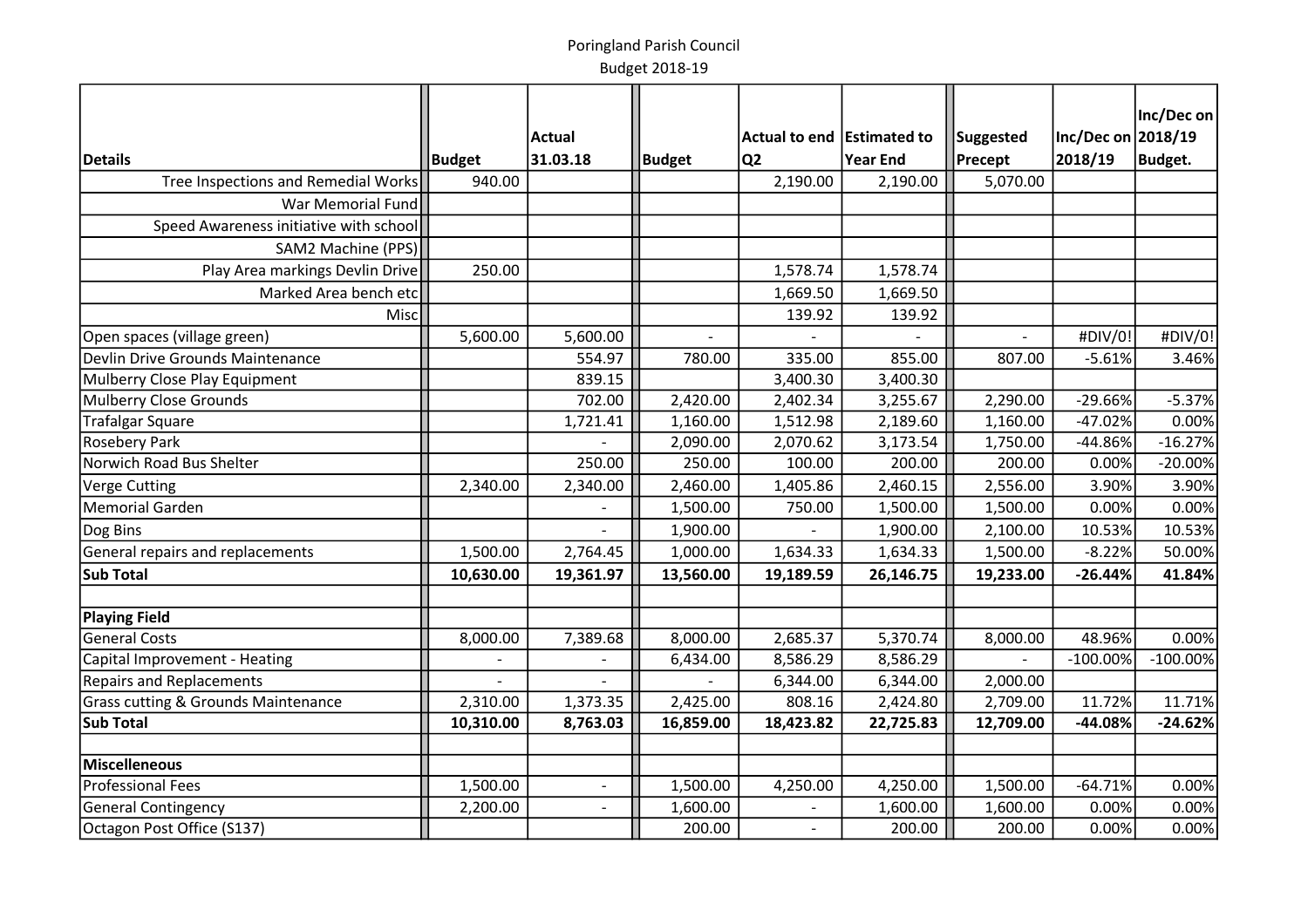Poringland Parish Council

Budget 2018-19

| Details | Budget | Actual 31.03.18 | Budget | Actual to end Q2 | Estimated to Year End | Suggested Precept | Inc/Dec on 2018/19 | Inc/Dec on 2018/19 Budget. |
|---|---|---|---|---|---|---|---|---|
| Tree Inspections and Remedial Works | 940.00 | | | 2,190.00 | 2,190.00 | 5,070.00 | | |
| War Memorial Fund | | | | | | | | |
| Speed Awareness initiative with school | | | | | | | | |
| SAM2 Machine (PPS) | | | | | | | | |
| Play Area markings Devlin Drive | 250.00 | | | 1,578.74 | 1,578.74 | | | |
| Marked Area bench etc | | | | 1,669.50 | 1,669.50 | | | |
| Misc | | | | 139.92 | 139.92 | | | |
| Open spaces (village green) | 5,600.00 | 5,600.00 | - | - | - | - | #DIV/0! | #DIV/0! |
| Devlin Drive Grounds Maintenance | | 554.97 | 780.00 | 335.00 | 855.00 | 807.00 | -5.61% | 3.46% |
| Mulberry Close Play Equipment | | 839.15 | | 3,400.30 | 3,400.30 | | | |
| Mulberry Close Grounds | | 702.00 | 2,420.00 | 2,402.34 | 3,255.67 | 2,290.00 | -29.66% | -5.37% |
| Trafalgar Square | | 1,721.41 | 1,160.00 | 1,512.98 | 2,189.60 | 1,160.00 | -47.02% | 0.00% |
| Rosebery Park | | - | 2,090.00 | 2,070.62 | 3,173.54 | 1,750.00 | -44.86% | -16.27% |
| Norwich Road Bus Shelter | | 250.00 | 250.00 | 100.00 | 200.00 | 200.00 | 0.00% | -20.00% |
| Verge Cutting | 2,340.00 | 2,340.00 | 2,460.00 | 1,405.86 | 2,460.15 | 2,556.00 | 3.90% | 3.90% |
| Memorial Garden | | - | 1,500.00 | 750.00 | 1,500.00 | 1,500.00 | 0.00% | 0.00% |
| Dog Bins | | - | 1,900.00 | - | 1,900.00 | 2,100.00 | 10.53% | 10.53% |
| General repairs and replacements | 1,500.00 | 2,764.45 | 1,000.00 | 1,634.33 | 1,634.33 | 1,500.00 | -8.22% | 50.00% |
| **Sub Total** | **10,630.00** | **19,361.97** | **13,560.00** | **19,189.59** | **26,146.75** | **19,233.00** | **-26.44%** | **41.84%** |
| | | | | | | | | |
| **Playing Field** | | | | | | | | |
| General Costs | 8,000.00 | 7,389.68 | 8,000.00 | 2,685.37 | 5,370.74 | 8,000.00 | 48.96% | 0.00% |
| Capital Improvement - Heating | - | - | 6,434.00 | 8,586.29 | 8,586.29 | - | -100.00% | -100.00% |
| Repairs and Replacements | - | - | - | 6,344.00 | 6,344.00 | 2,000.00 | | |
| Grass cutting & Grounds Maintenance | 2,310.00 | 1,373.35 | 2,425.00 | 808.16 | 2,424.80 | 2,709.00 | 11.72% | 11.71% |
| **Sub Total** | **10,310.00** | **8,763.03** | **16,859.00** | **18,423.82** | **22,725.83** | **12,709.00** | **-44.08%** | **-24.62%** |
| | | | | | | | | |
| **Miscelleneous** | | | | | | | | |
| Professional Fees | 1,500.00 | - | 1,500.00 | 4,250.00 | 4,250.00 | 1,500.00 | -64.71% | 0.00% |
| General Contingency | 2,200.00 | - | 1,600.00 | - | 1,600.00 | 1,600.00 | 0.00% | 0.00% |
| Octagon Post Office (S137) | | | 200.00 | - | 200.00 | 200.00 | 0.00% | 0.00% |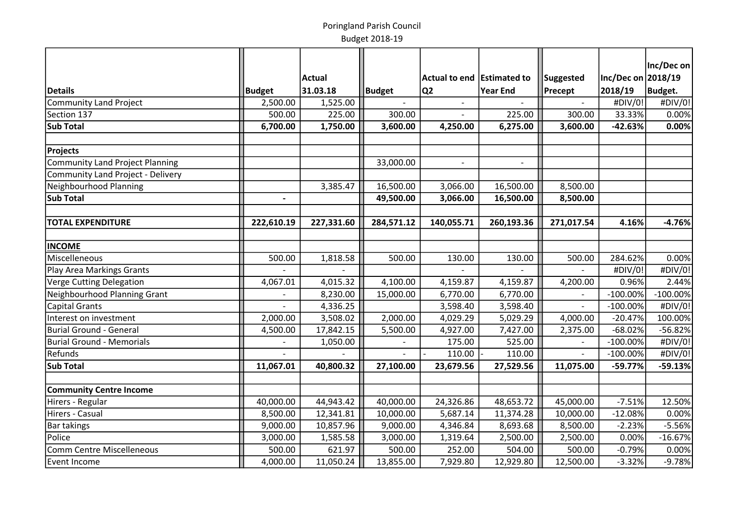Poringland Parish Council

Budget 2018-19

| Details | Budget | Actual 31.03.18 | Budget | Actual to end Q2 | Estimated to Year End | Suggested Precept | Inc/Dec on 2018/19 | Inc/Dec on 2018/19 Budget. |
|---|---|---|---|---|---|---|---|---|
| Community Land Project | 2,500.00 | 1,525.00 | - | - | - | - | #DIV/0! | #DIV/0! |
| Section 137 | 500.00 | 225.00 | 300.00 | - | 225.00 | 300.00 | 33.33% | 0.00% |
| **Sub Total** | **6,700.00** | **1,750.00** | **3,600.00** | **4,250.00** | **6,275.00** | **3,600.00** | **-42.63%** | **0.00%** |
| | | | | | | | | |
| **Projects** | | | | | | | | |
| Community Land Project Planning | | | 33,000.00 | - | - | | | |
| Community Land Project - Delivery | | | | | | | | |
| Neighbourhood Planning | | 3,385.47 | 16,500.00 | 3,066.00 | 16,500.00 | 8,500.00 | | |
| **Sub Total** | **-** | | **49,500.00** | **3,066.00** | **16,500.00** | **8,500.00** | | |
| | | | | | | | | |
| **TOTAL EXPENDITURE** | **222,610.19** | **227,331.60** | **284,571.12** | **140,055.71** | **260,193.36** | **271,017.54** | **4.16%** | **-4.76%** |
| | | | | | | | | |
| **INCOME** | | | | | | | | |
| Miscelleneous | 500.00 | 1,818.58 | 500.00 | 130.00 | 130.00 | 500.00 | 284.62% | 0.00% |
| Play Area Markings Grants | - | - | | - | - | - | #DIV/0! | #DIV/0! |
| Verge Cutting Delegation | 4,067.01 | 4,015.32 | 4,100.00 | 4,159.87 | 4,159.87 | 4,200.00 | 0.96% | 2.44% |
| Neighbourhood Planning Grant | - | 8,230.00 | 15,000.00 | 6,770.00 | 6,770.00 | - | -100.00% | -100.00% |
| Capital Grants | - | 4,336.25 | | 3,598.40 | 3,598.40 | - | -100.00% | #DIV/0! |
| Interest on investment | 2,000.00 | 3,508.02 | 2,000.00 | 4,029.29 | 5,029.29 | 4,000.00 | -20.47% | 100.00% |
| Burial Ground - General | 4,500.00 | 17,842.15 | 5,500.00 | 4,927.00 | 7,427.00 | 2,375.00 | -68.02% | -56.82% |
| Burial Ground - Memorials | - | 1,050.00 | - | 175.00 | 525.00 | - | -100.00% | #DIV/0! |
| Refunds | - | - | - | - 110.00 | - 110.00 | - | -100.00% | #DIV/0! |
| **Sub Total** | **11,067.01** | **40,800.32** | **27,100.00** | **23,679.56** | **27,529.56** | **11,075.00** | **-59.77%** | **-59.13%** |
| | | | | | | | | |
| **Community Centre Income** | | | | | | | | |
| Hirers - Regular | 40,000.00 | 44,943.42 | 40,000.00 | 24,326.86 | 48,653.72 | 45,000.00 | -7.51% | 12.50% |
| Hirers - Casual | 8,500.00 | 12,341.81 | 10,000.00 | 5,687.14 | 11,374.28 | 10,000.00 | -12.08% | 0.00% |
| Bar takings | 9,000.00 | 10,857.96 | 9,000.00 | 4,346.84 | 8,693.68 | 8,500.00 | -2.23% | -5.56% |
| Police | 3,000.00 | 1,585.58 | 3,000.00 | 1,319.64 | 2,500.00 | 2,500.00 | 0.00% | -16.67% |
| Comm Centre Miscelleneous | 500.00 | 621.97 | 500.00 | 252.00 | 504.00 | 500.00 | -0.79% | 0.00% |
| Event Income | 4,000.00 | 11,050.24 | 13,855.00 | 7,929.80 | 12,929.80 | 12,500.00 | -3.32% | -9.78% |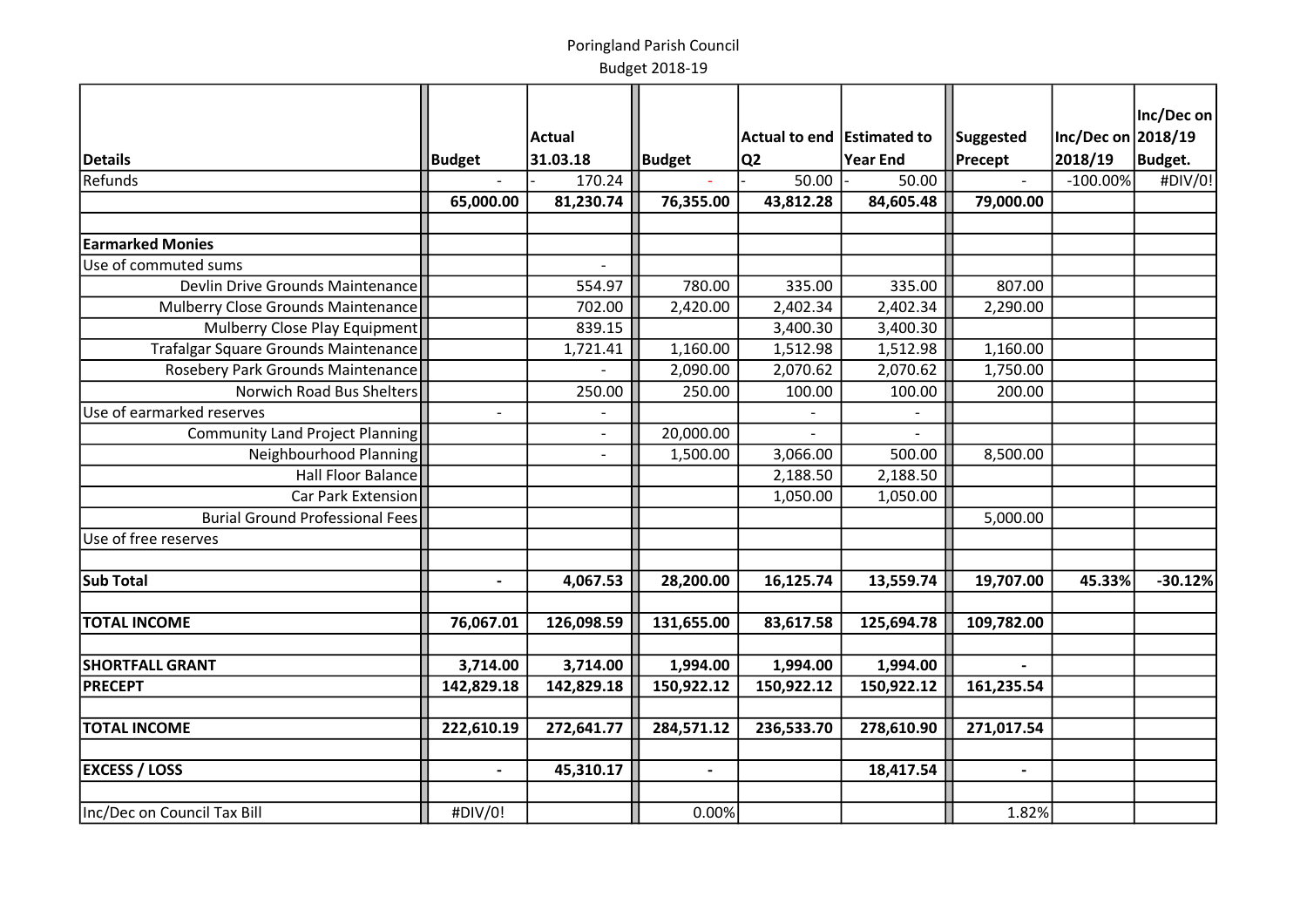Poringland Parish Council

Budget 2018-19

| Details | Budget | Actual 31.03.18 | Budget | Actual to end Q2 | Estimated to Year End | Suggested Precept | Inc/Dec on 2018/19 | Inc/Dec on 2018/19 Budget. |
|---|---|---|---|---|---|---|---|---|
| Refunds | - | - 170.24 | - | - 50.00 | - 50.00 | - | -100.00% | #DIV/0! |
| | **65,000.00** | **81,230.74** | **76,355.00** | **43,812.28** | **84,605.48** | **79,000.00** | | |
| | | | | | | | | |
| **Earmarked Monies** | | | | | | | | |
| Use of commuted sums | | - | | | | | | |
| Devlin Drive Grounds Maintenance | | 554.97 | 780.00 | 335.00 | 335.00 | 807.00 | | |
| Mulberry Close Grounds Maintenance | | 702.00 | 2,420.00 | 2,402.34 | 2,402.34 | 2,290.00 | | |
| Mulberry Close Play Equipment | | 839.15 | | 3,400.30 | 3,400.30 | | | |
| Trafalgar Square Grounds Maintenance | | 1,721.41 | 1,160.00 | 1,512.98 | 1,512.98 | 1,160.00 | | |
| Rosebery Park Grounds Maintenance | | - | 2,090.00 | 2,070.62 | 2,070.62 | 1,750.00 | | |
| Norwich Road Bus Shelters | | 250.00 | 250.00 | 100.00 | 100.00 | 200.00 | | |
| Use of earmarked reserves | - | - | | - | - | | | |
| Community Land Project Planning | | - | 20,000.00 | - | - | | | |
| Neighbourhood Planning | | - | 1,500.00 | 3,066.00 | 500.00 | 8,500.00 | | |
| Hall Floor Balance | | | | 2,188.50 | 2,188.50 | | | |
| Car Park Extension | | | | 1,050.00 | 1,050.00 | | | |
| Burial Ground Professional Fees | | | | | | 5,000.00 | | |
| Use of free reserves | | | | | | | | |
| | | | | | | | | |
| **Sub Total** | **-** | **4,067.53** | **28,200.00** | **16,125.74** | **13,559.74** | **19,707.00** | **45.33%** | **-30.12%** |
| | | | | | | | | |
| **TOTAL INCOME** | **76,067.01** | **126,098.59** | **131,655.00** | **83,617.58** | **125,694.78** | **109,782.00** | | |
| | | | | | | | | |
| **SHORTFALL GRANT** | **3,714.00** | **3,714.00** | **1,994.00** | **1,994.00** | **1,994.00** | **-** | | |
| **PRECEPT** | **142,829.18** | **142,829.18** | **150,922.12** | **150,922.12** | **150,922.12** | **161,235.54** | | |
| | | | | | | | | |
| **TOTAL INCOME** | **222,610.19** | **272,641.77** | **284,571.12** | **236,533.70** | **278,610.90** | **271,017.54** | | |
| | | | | | | | | |
| **EXCESS / LOSS** | **-** | **45,310.17** | **-** | | **18,417.54** | **-** | | |
| | | | | | | | | |
| Inc/Dec on Council Tax Bill | #DIV/0! | | 0.00% | | | 1.82% | | |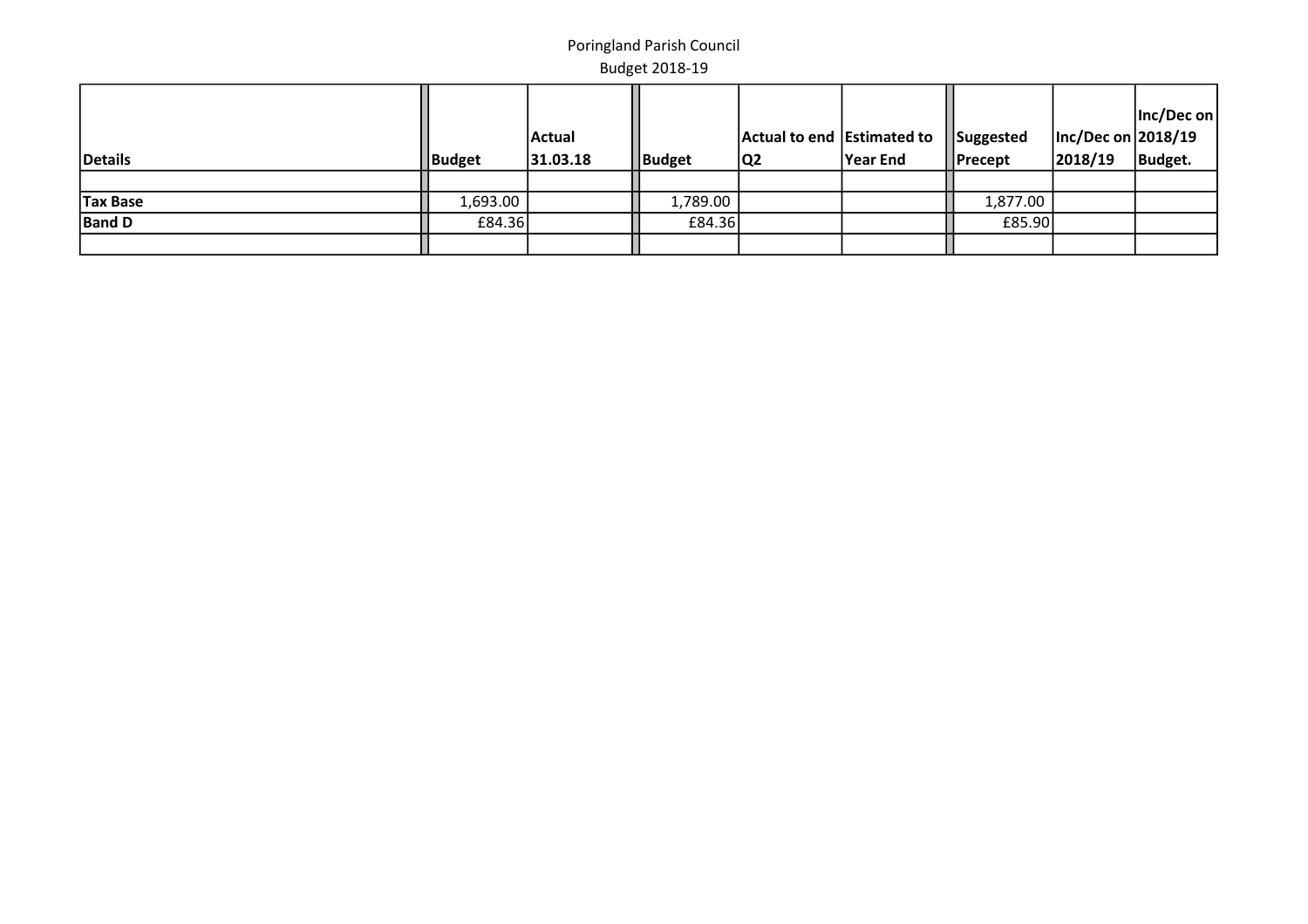Poringland Parish Council
Budget 2018-19

| Details | Budget | Actual 31.03.18 | Budget | Actual to end Q2 | Estimated to Year End | Suggested Precept | Inc/Dec on 2018/19 | Inc/Dec on 2018/19 Budget. |
|---|---|---|---|---|---|---|---|---|
| | | | | | | | | |
| **Tax Base** | 1,693.00 | | 1,789.00 | | | 1,877.00 | | |
| **Band D** | £84.36 | | £84.36 | | | £85.90 | | |
| | | | | | | | | |